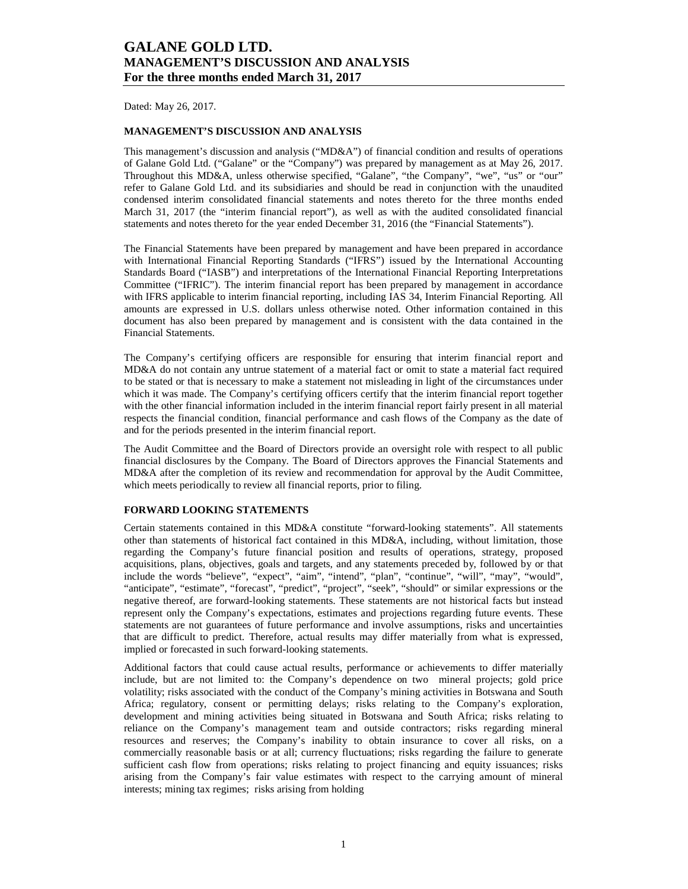# GALANE GOLD LTD.
# MANAGEMENT'S DISCUSSION AND ANALYSIS
# For the three months ended March 31, 2017

Dated: May 26, 2017.

## MANAGEMENT'S DISCUSSION AND ANALYSIS

This management's discussion and analysis ("MD&A") of financial condition and results of operations of Galane Gold Ltd. ("Galane" or the "Company") was prepared by management as at May 26, 2017. Throughout this MD&A, unless otherwise specified, "Galane", "the Company", "we", "us" or "our" refer to Galane Gold Ltd. and its subsidiaries and should be read in conjunction with the unaudited condensed interim consolidated financial statements and notes thereto for the three months ended March 31, 2017 (the "interim financial report"), as well as with the audited consolidated financial statements and notes thereto for the year ended December 31, 2016 (the "Financial Statements").

The Financial Statements have been prepared by management and have been prepared in accordance with International Financial Reporting Standards ("IFRS") issued by the International Accounting Standards Board ("IASB") and interpretations of the International Financial Reporting Interpretations Committee ("IFRIC"). The interim financial report has been prepared by management in accordance with IFRS applicable to interim financial reporting, including IAS 34, Interim Financial Reporting. All amounts are expressed in U.S. dollars unless otherwise noted. Other information contained in this document has also been prepared by management and is consistent with the data contained in the Financial Statements.

The Company's certifying officers are responsible for ensuring that interim financial report and MD&A do not contain any untrue statement of a material fact or omit to state a material fact required to be stated or that is necessary to make a statement not misleading in light of the circumstances under which it was made. The Company's certifying officers certify that the interim financial report together with the other financial information included in the interim financial report fairly present in all material respects the financial condition, financial performance and cash flows of the Company as the date of and for the periods presented in the interim financial report.

The Audit Committee and the Board of Directors provide an oversight role with respect to all public financial disclosures by the Company. The Board of Directors approves the Financial Statements and MD&A after the completion of its review and recommendation for approval by the Audit Committee, which meets periodically to review all financial reports, prior to filing.

## FORWARD LOOKING STATEMENTS

Certain statements contained in this MD&A constitute "forward-looking statements". All statements other than statements of historical fact contained in this MD&A, including, without limitation, those regarding the Company's future financial position and results of operations, strategy, proposed acquisitions, plans, objectives, goals and targets, and any statements preceded by, followed by or that include the words "believe", "expect", "aim", "intend", "plan", "continue", "will", "may", "would", "anticipate", "estimate", "forecast", "predict", "project", "seek", "should" or similar expressions or the negative thereof, are forward-looking statements. These statements are not historical facts but instead represent only the Company's expectations, estimates and projections regarding future events. These statements are not guarantees of future performance and involve assumptions, risks and uncertainties that are difficult to predict. Therefore, actual results may differ materially from what is expressed, implied or forecasted in such forward-looking statements.

Additional factors that could cause actual results, performance or achievements to differ materially include, but are not limited to: the Company's dependence on two mineral projects; gold price volatility; risks associated with the conduct of the Company's mining activities in Botswana and South Africa; regulatory, consent or permitting delays; risks relating to the Company's exploration, development and mining activities being situated in Botswana and South Africa; risks relating to reliance on the Company's management team and outside contractors; risks regarding mineral resources and reserves; the Company's inability to obtain insurance to cover all risks, on a commercially reasonable basis or at all; currency fluctuations; risks regarding the failure to generate sufficient cash flow from operations; risks relating to project financing and equity issuances; risks arising from the Company's fair value estimates with respect to the carrying amount of mineral interests; mining tax regimes; risks arising from holding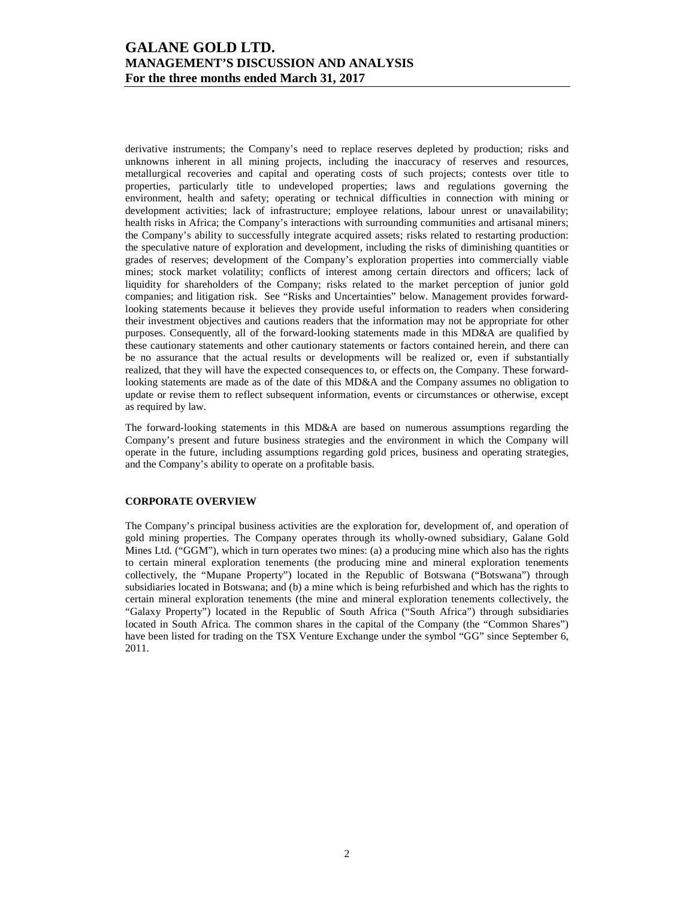derivative instruments; the Company's need to replace reserves depleted by production; risks and unknowns inherent in all mining projects, including the inaccuracy of reserves and resources, metallurgical recoveries and capital and operating costs of such projects; contests over title to properties, particularly title to undeveloped properties; laws and regulations governing the environment, health and safety; operating or technical difficulties in connection with mining or development activities; lack of infrastructure; employee relations, labour unrest or unavailability; health risks in Africa; the Company's interactions with surrounding communities and artisanal miners; the Company's ability to successfully integrate acquired assets; risks related to restarting production: the speculative nature of exploration and development, including the risks of diminishing quantities or grades of reserves; development of the Company's exploration properties into commercially viable mines; stock market volatility; conflicts of interest among certain directors and officers; lack of liquidity for shareholders of the Company; risks related to the market perception of junior gold companies; and litigation risk. See "Risks and Uncertainties" below. Management provides forward-looking statements because it believes they provide useful information to readers when considering their investment objectives and cautions readers that the information may not be appropriate for other purposes. Consequently, all of the forward-looking statements made in this MD&A are qualified by these cautionary statements and other cautionary statements or factors contained herein, and there can be no assurance that the actual results or developments will be realized or, even if substantially realized, that they will have the expected consequences to, or effects on, the Company. These forward-looking statements are made as of the date of this MD&A and the Company assumes no obligation to update or revise them to reflect subsequent information, events or circumstances or otherwise, except as required by law.

The forward-looking statements in this MD&A are based on numerous assumptions regarding the Company's present and future business strategies and the environment in which the Company will operate in the future, including assumptions regarding gold prices, business and operating strategies, and the Company's ability to operate on a profitable basis.

## CORPORATE OVERVIEW

The Company's principal business activities are the exploration for, development of, and operation of gold mining properties. The Company operates through its wholly-owned subsidiary, Galane Gold Mines Ltd. ("GGM"), which in turn operates two mines: (a) a producing mine which also has the rights to certain mineral exploration tenements (the producing mine and mineral exploration tenements collectively, the "Mupane Property") located in the Republic of Botswana ("Botswana") through subsidiaries located in Botswana; and (b) a mine which is being refurbished and which has the rights to certain mineral exploration tenements (the mine and mineral exploration tenements collectively, the "Galaxy Property") located in the Republic of South Africa ("South Africa") through subsidiaries located in South Africa. The common shares in the capital of the Company (the "Common Shares") have been listed for trading on the TSX Venture Exchange under the symbol "GG" since September 6, 2011.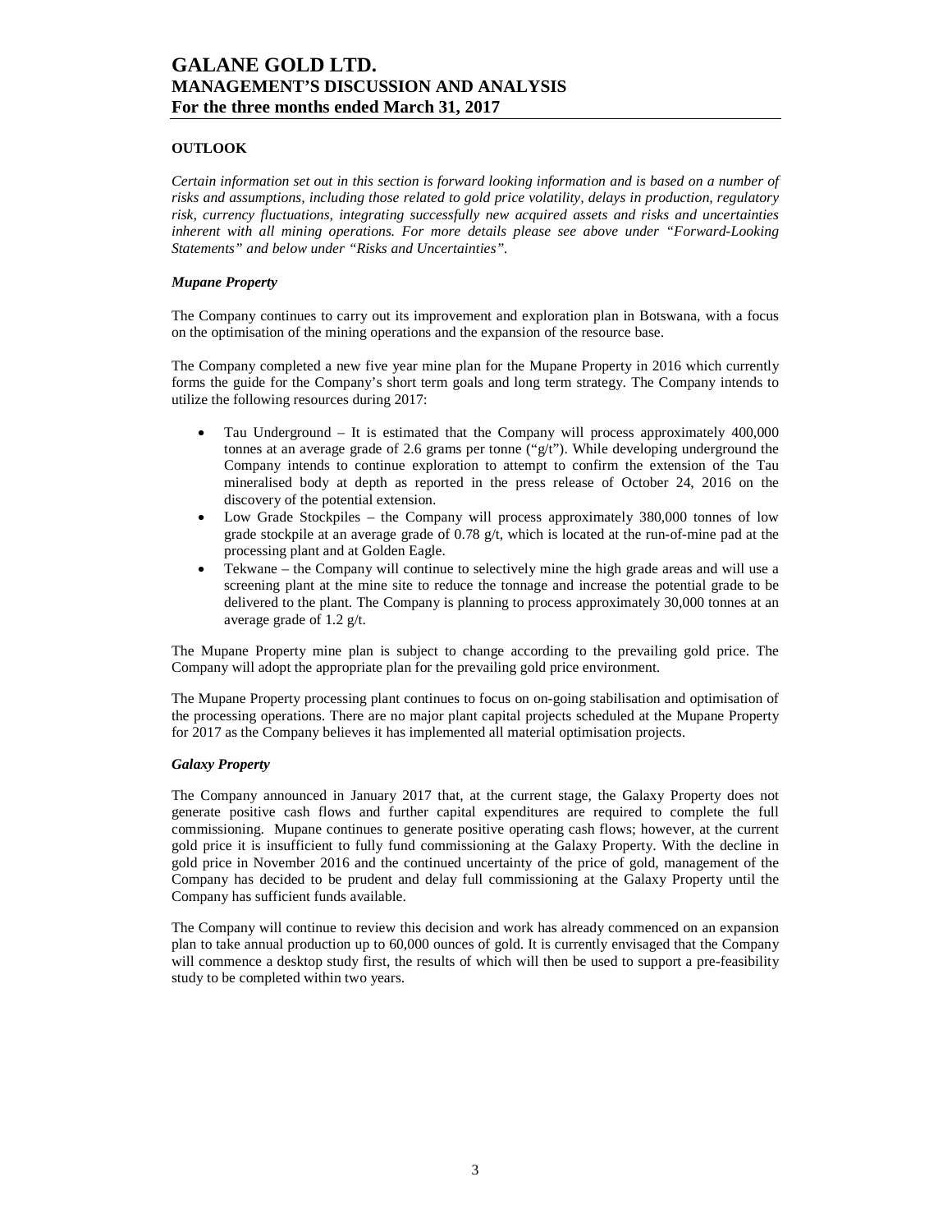## OUTLOOK

*Certain information set out in this section is forward looking information and is based on a number of risks and assumptions, including those related to gold price volatility, delays in production, regulatory risk, currency fluctuations, integrating successfully new acquired assets and risks and uncertainties inherent with all mining operations. For more details please see above under "Forward-Looking Statements" and below under "Risks and Uncertainties".*

### *Mupane Property*

The Company continues to carry out its improvement and exploration plan in Botswana, with a focus on the optimisation of the mining operations and the expansion of the resource base.

The Company completed a new five year mine plan for the Mupane Property in 2016 which currently forms the guide for the Company's short term goals and long term strategy. The Company intends to utilize the following resources during 2017:

- Tau Underground – It is estimated that the Company will process approximately 400,000 tonnes at an average grade of 2.6 grams per tonne ("g/t"). While developing underground the Company intends to continue exploration to attempt to confirm the extension of the Tau mineralised body at depth as reported in the press release of October 24, 2016 on the discovery of the potential extension.
- Low Grade Stockpiles – the Company will process approximately 380,000 tonnes of low grade stockpile at an average grade of 0.78 g/t, which is located at the run-of-mine pad at the processing plant and at Golden Eagle.
- Tekwane – the Company will continue to selectively mine the high grade areas and will use a screening plant at the mine site to reduce the tonnage and increase the potential grade to be delivered to the plant. The Company is planning to process approximately 30,000 tonnes at an average grade of 1.2 g/t.

The Mupane Property mine plan is subject to change according to the prevailing gold price. The Company will adopt the appropriate plan for the prevailing gold price environment.

The Mupane Property processing plant continues to focus on on-going stabilisation and optimisation of the processing operations. There are no major plant capital projects scheduled at the Mupane Property for 2017 as the Company believes it has implemented all material optimisation projects.

### *Galaxy Property*

The Company announced in January 2017 that, at the current stage, the Galaxy Property does not generate positive cash flows and further capital expenditures are required to complete the full commissioning. Mupane continues to generate positive operating cash flows; however, at the current gold price it is insufficient to fully fund commissioning at the Galaxy Property. With the decline in gold price in November 2016 and the continued uncertainty of the price of gold, management of the Company has decided to be prudent and delay full commissioning at the Galaxy Property until the Company has sufficient funds available.

The Company will continue to review this decision and work has already commenced on an expansion plan to take annual production up to 60,000 ounces of gold. It is currently envisaged that the Company will commence a desktop study first, the results of which will then be used to support a pre-feasibility study to be completed within two years.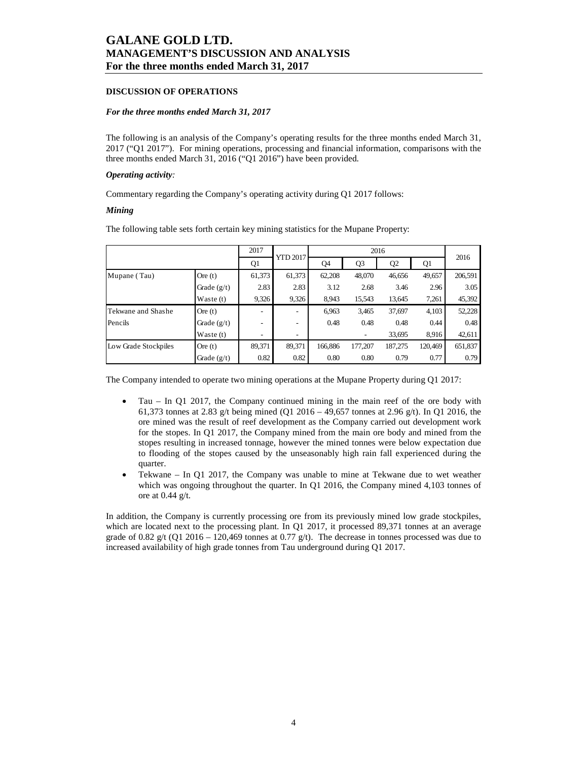# GALANE GOLD LTD.
# MANAGEMENT'S DISCUSSION AND ANALYSIS
# For the three months ended March 31, 2017

**DISCUSSION OF OPERATIONS**

***For the three months ended March 31, 2017***

The following is an analysis of the Company's operating results for the three months ended March 31, 2017 ("Q1 2017"). For mining operations, processing and financial information, comparisons with the three months ended March 31, 2016 ("Q1 2016") have been provided.

***Operating activity:***

Commentary regarding the Company's operating activity during Q1 2017 follows:

***Mining***

The following table sets forth certain key mining statistics for the Mupane Property:

| | | 2017 | YTD 2017 | 2016 | | | | 2016 |
|---|---|---|---|---|---|---|---|---|
| | | Q1 | | Q4 | Q3 | Q2 | Q1 | |
| Mupane ( Tau) | Ore (t) | 61,373 | 61,373 | 62,208 | 48,070 | 46,656 | 49,657 | 206,591 |
| | Grade (g/t) | 2.83 | 2.83 | 3.12 | 2.68 | 3.46 | 2.96 | 3.05 |
| | Waste (t) | 9,326 | 9,326 | 8,943 | 15,543 | 13,645 | 7,261 | 45,392 |
| Tekwane and Shashe | Ore (t) | - | - | 6,963 | 3,465 | 37,697 | 4,103 | 52,228 |
| Pencils | Grade (g/t) | - | - | 0.48 | 0.48 | 0.48 | 0.44 | 0.48 |
| | Waste (t) | - | - | | - | 33,695 | 8,916 | 42,611 |
| Low Grade Stockpiles | Ore (t) | 89,371 | 89,371 | 166,886 | 177,207 | 187,275 | 120,469 | 651,837 |
| | Grade (g/t) | 0.82 | 0.82 | 0.80 | 0.80 | 0.79 | 0.77 | 0.79 |

The Company intended to operate two mining operations at the Mupane Property during Q1 2017:

- Tau – In Q1 2017, the Company continued mining in the main reef of the ore body with 61,373 tonnes at 2.83 g/t being mined (Q1 2016 – 49,657 tonnes at 2.96 g/t). In Q1 2016, the ore mined was the result of reef development as the Company carried out development work for the stopes. In Q1 2017, the Company mined from the main ore body and mined from the stopes resulting in increased tonnage, however the mined tonnes were below expectation due to flooding of the stopes caused by the unseasonably high rain fall experienced during the quarter.
- Tekwane – In Q1 2017, the Company was unable to mine at Tekwane due to wet weather which was ongoing throughout the quarter. In Q1 2016, the Company mined 4,103 tonnes of ore at 0.44 g/t.

In addition, the Company is currently processing ore from its previously mined low grade stockpiles, which are located next to the processing plant. In Q1 2017, it processed 89,371 tonnes at an average grade of 0.82 g/t (Q1 2016 – 120,469 tonnes at 0.77 g/t). The decrease in tonnes processed was due to increased availability of high grade tonnes from Tau underground during Q1 2017.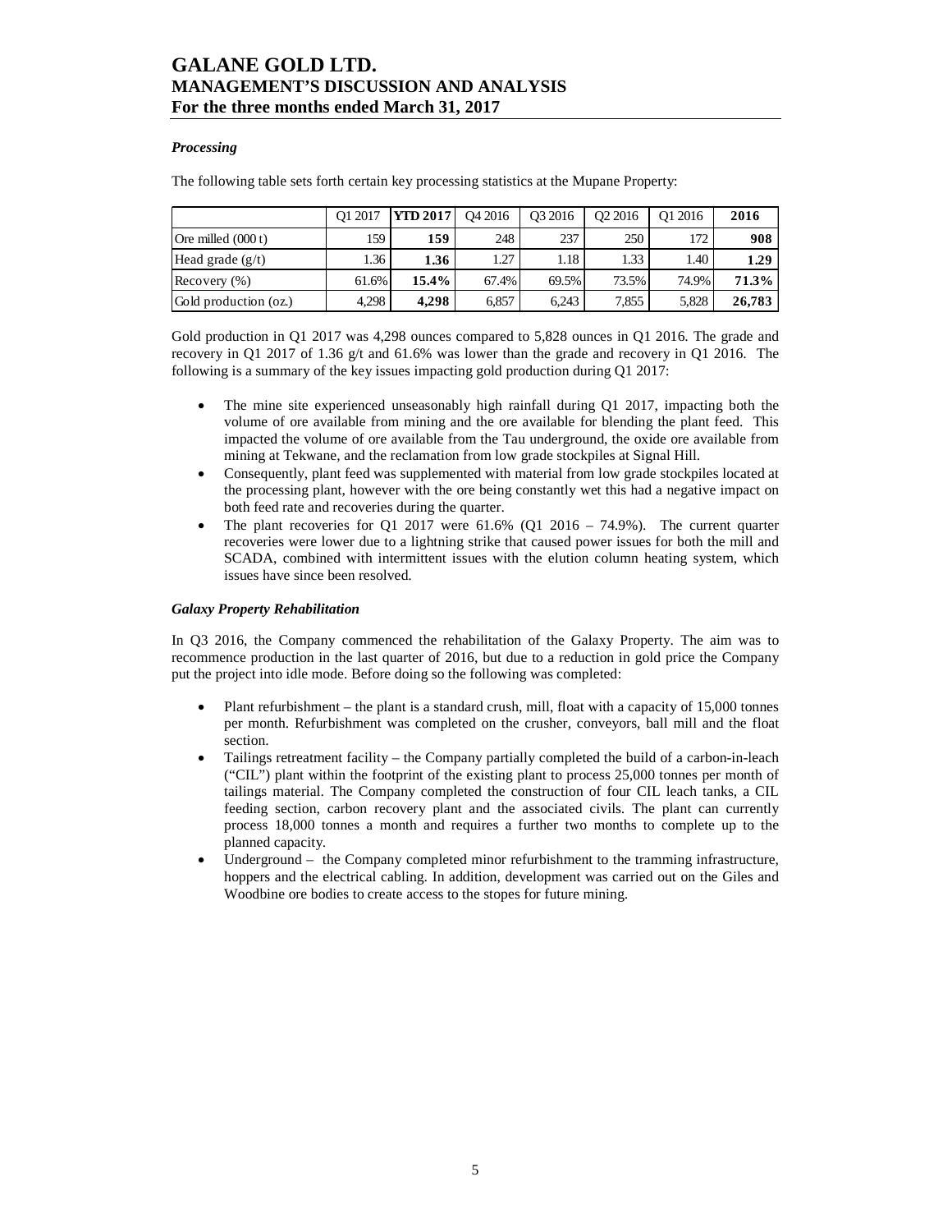### *Processing*

The following table sets forth certain key processing statistics at the Mupane Property:

| | Q1 2017 | **YTD 2017** | Q4 2016 | Q3 2016 | Q2 2016 | Q1 2016 | **2016** |
|---|---|---|---|---|---|---|---|
| Ore milled (000 t) | 159 | **159** | 248 | 237 | 250 | 172 | **908** |
| Head grade (g/t) | 1.36 | **1.36** | 1.27 | 1.18 | 1.33 | 1.40 | **1.29** |
| Recovery (%) | 61.6% | **15.4%** | 67.4% | 69.5% | 73.5% | 74.9% | **71.3%** |
| Gold production (oz.) | 4,298 | **4,298** | 6,857 | 6,243 | 7,855 | 5,828 | **26,783** |

Gold production in Q1 2017 was 4,298 ounces compared to 5,828 ounces in Q1 2016. The grade and recovery in Q1 2017 of 1.36 g/t and 61.6% was lower than the grade and recovery in Q1 2016. The following is a summary of the key issues impacting gold production during Q1 2017:

- The mine site experienced unseasonably high rainfall during Q1 2017, impacting both the volume of ore available from mining and the ore available for blending the plant feed. This impacted the volume of ore available from the Tau underground, the oxide ore available from mining at Tekwane, and the reclamation from low grade stockpiles at Signal Hill.
- Consequently, plant feed was supplemented with material from low grade stockpiles located at the processing plant, however with the ore being constantly wet this had a negative impact on both feed rate and recoveries during the quarter.
- The plant recoveries for Q1 2017 were 61.6% (Q1 2016 – 74.9%). The current quarter recoveries were lower due to a lightning strike that caused power issues for both the mill and SCADA, combined with intermittent issues with the elution column heating system, which issues have since been resolved.

### *Galaxy Property Rehabilitation*

In Q3 2016, the Company commenced the rehabilitation of the Galaxy Property. The aim was to recommence production in the last quarter of 2016, but due to a reduction in gold price the Company put the project into idle mode. Before doing so the following was completed:

- Plant refurbishment – the plant is a standard crush, mill, float with a capacity of 15,000 tonnes per month. Refurbishment was completed on the crusher, conveyors, ball mill and the float section.
- Tailings retreatment facility – the Company partially completed the build of a carbon-in-leach ("CIL") plant within the footprint of the existing plant to process 25,000 tonnes per month of tailings material. The Company completed the construction of four CIL leach tanks, a CIL feeding section, carbon recovery plant and the associated civils. The plant can currently process 18,000 tonnes a month and requires a further two months to complete up to the planned capacity.
- Underground – the Company completed minor refurbishment to the tramming infrastructure, hoppers and the electrical cabling. In addition, development was carried out on the Giles and Woodbine ore bodies to create access to the stopes for future mining.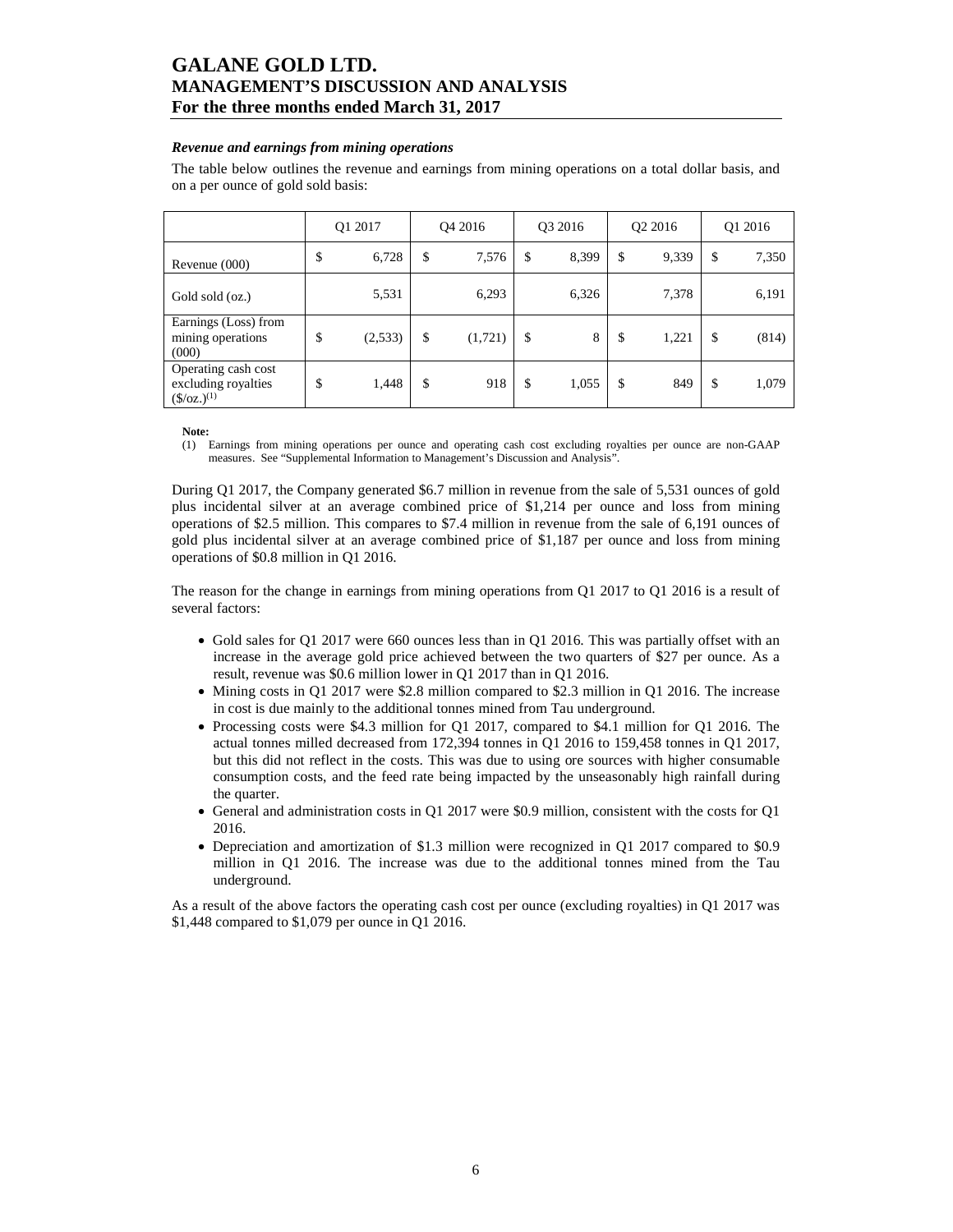### *Revenue and earnings from mining operations*

The table below outlines the revenue and earnings from mining operations on a total dollar basis, and on a per ounce of gold sold basis:

| | Q1 2017 | Q4 2016 | Q3 2016 | Q2 2016 | Q1 2016 |
|---|---|---|---|---|---|
| Revenue (000) | $ 6,728 | $ 7,576 | $ 8,399 | $ 9,339 | $ 7,350 |
| Gold sold (oz.) | 5,531 | 6,293 | 6,326 | 7,378 | 6,191 |
| Earnings (Loss) from mining operations (000) | $ (2,533) | $ (1,721) | $ 8 | $ 1,221 | $ (814) |
| Operating cash cost excluding royalties ($/oz.)(1) | $ 1,448 | $ 918 | $ 1,055 | $ 849 | $ 1,079 |

**Note:**

(1) Earnings from mining operations per ounce and operating cash cost excluding royalties per ounce are non-GAAP measures. See "Supplemental Information to Management's Discussion and Analysis".

During Q1 2017, the Company generated $6.7 million in revenue from the sale of 5,531 ounces of gold plus incidental silver at an average combined price of $1,214 per ounce and loss from mining operations of $2.5 million. This compares to $7.4 million in revenue from the sale of 6,191 ounces of gold plus incidental silver at an average combined price of $1,187 per ounce and loss from mining operations of $0.8 million in Q1 2016.

The reason for the change in earnings from mining operations from Q1 2017 to Q1 2016 is a result of several factors:

- Gold sales for Q1 2017 were 660 ounces less than in Q1 2016. This was partially offset with an increase in the average gold price achieved between the two quarters of $27 per ounce. As a result, revenue was $0.6 million lower in Q1 2017 than in Q1 2016.
- Mining costs in Q1 2017 were $2.8 million compared to $2.3 million in Q1 2016. The increase in cost is due mainly to the additional tonnes mined from Tau underground.
- Processing costs were $4.3 million for Q1 2017, compared to $4.1 million for Q1 2016. The actual tonnes milled decreased from 172,394 tonnes in Q1 2016 to 159,458 tonnes in Q1 2017, but this did not reflect in the costs. This was due to using ore sources with higher consumable consumption costs, and the feed rate being impacted by the unseasonably high rainfall during the quarter.
- General and administration costs in Q1 2017 were $0.9 million, consistent with the costs for Q1 2016.
- Depreciation and amortization of $1.3 million were recognized in Q1 2017 compared to $0.9 million in Q1 2016. The increase was due to the additional tonnes mined from the Tau underground.

As a result of the above factors the operating cash cost per ounce (excluding royalties) in Q1 2017 was $1,448 compared to $1,079 per ounce in Q1 2016.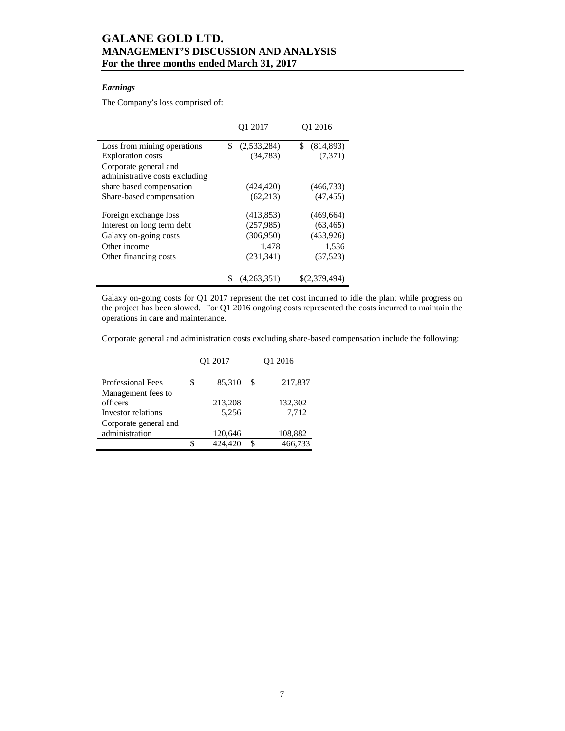### *Earnings*

The Company's loss comprised of:

| | Q1 2017 | Q1 2016 |
|---|---|---|
| Loss from mining operations | $ (2,533,284) | $ (814,893) |
| Exploration costs | (34,783) | (7,371) |
| Corporate general and administrative costs excluding share based compensation | (424,420) | (466,733) |
| Share-based compensation | (62,213) | (47,455) |
| Foreign exchange loss | (413,853) | (469,664) |
| Interest on long term debt | (257,985) | (63,465) |
| Galaxy on-going costs | (306,950) | (453,926) |
| Other income | 1,478 | 1,536 |
| Other financing costs | (231,341) | (57,523) |
| | $ (4,263,351) | $(2,379,494) |

Galaxy on-going costs for Q1 2017 represent the net cost incurred to idle the plant while progress on the project has been slowed. For Q1 2016 ongoing costs represented the costs incurred to maintain the operations in care and maintenance.

Corporate general and administration costs excluding share-based compensation include the following:

| | Q1 2017 | Q1 2016 |
|---|---|---|
| Professional Fees | $ 85,310 | $ 217,837 |
| Management fees to officers | 213,208 | 132,302 |
| Investor relations | 5,256 | 7,712 |
| Corporate general and administration | 120,646 | 108,882 |
| | $ 424,420 | $ 466,733 |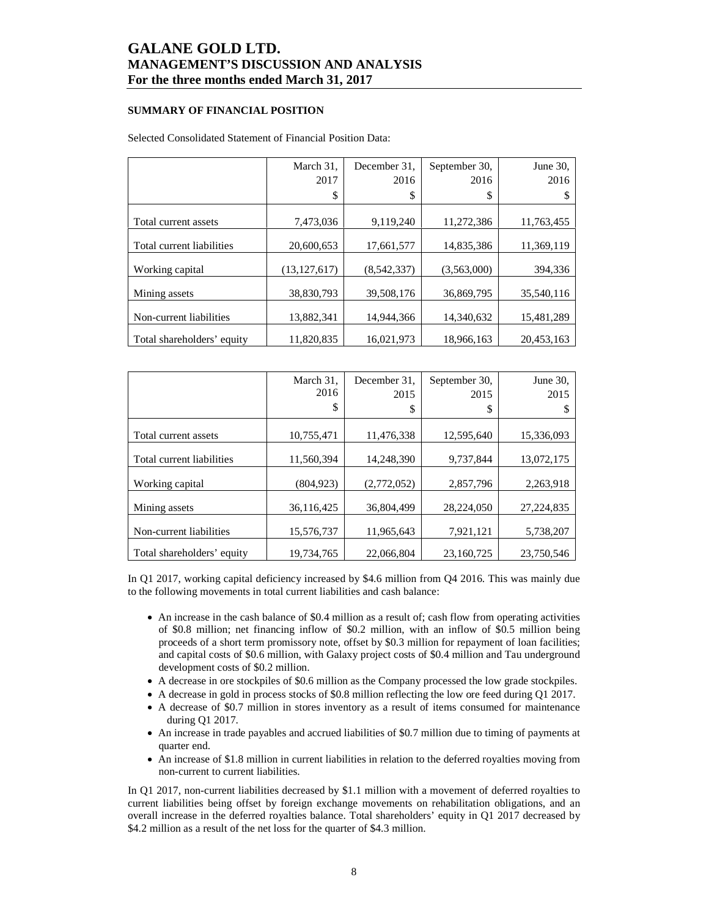## SUMMARY OF FINANCIAL POSITION

Selected Consolidated Statement of Financial Position Data:

| | March 31, 2017 | December 31, 2016 | September 30, 2016 | June 30, 2016 |
|---|---|---|---|---|
| | $ | $ | $ | $ |
| Total current assets | 7,473,036 | 9,119,240 | 11,272,386 | 11,763,455 |
| Total current liabilities | 20,600,653 | 17,661,577 | 14,835,386 | 11,369,119 |
| Working capital | (13,127,617) | (8,542,337) | (3,563,000) | 394,336 |
| Mining assets | 38,830,793 | 39,508,176 | 36,869,795 | 35,540,116 |
| Non-current liabilities | 13,882,341 | 14,944,366 | 14,340,632 | 15,481,289 |
| Total shareholders' equity | 11,820,835 | 16,021,973 | 18,966,163 | 20,453,163 |

| | March 31, 2016 | December 31, 2015 | September 30, 2015 | June 30, 2015 |
|---|---|---|---|---|
| | $ | $ | $ | $ |
| Total current assets | 10,755,471 | 11,476,338 | 12,595,640 | 15,336,093 |
| Total current liabilities | 11,560,394 | 14,248,390 | 9,737,844 | 13,072,175 |
| Working capital | (804,923) | (2,772,052) | 2,857,796 | 2,263,918 |
| Mining assets | 36,116,425 | 36,804,499 | 28,224,050 | 27,224,835 |
| Non-current liabilities | 15,576,737 | 11,965,643 | 7,921,121 | 5,738,207 |
| Total shareholders' equity | 19,734,765 | 22,066,804 | 23,160,725 | 23,750,546 |

In Q1 2017, working capital deficiency increased by $4.6 million from Q4 2016. This was mainly due to the following movements in total current liabilities and cash balance:

- An increase in the cash balance of $0.4 million as a result of; cash flow from operating activities of $0.8 million; net financing inflow of $0.2 million, with an inflow of $0.5 million being proceeds of a short term promissory note, offset by $0.3 million for repayment of loan facilities; and capital costs of $0.6 million, with Galaxy project costs of $0.4 million and Tau underground development costs of $0.2 million.
- A decrease in ore stockpiles of $0.6 million as the Company processed the low grade stockpiles.
- A decrease in gold in process stocks of $0.8 million reflecting the low ore feed during Q1 2017.
- A decrease of $0.7 million in stores inventory as a result of items consumed for maintenance during Q1 2017.
- An increase in trade payables and accrued liabilities of $0.7 million due to timing of payments at quarter end.
- An increase of $1.8 million in current liabilities in relation to the deferred royalties moving from non-current to current liabilities.

In Q1 2017, non-current liabilities decreased by $1.1 million with a movement of deferred royalties to current liabilities being offset by foreign exchange movements on rehabilitation obligations, and an overall increase in the deferred royalties balance. Total shareholders' equity in Q1 2017 decreased by $4.2 million as a result of the net loss for the quarter of $4.3 million.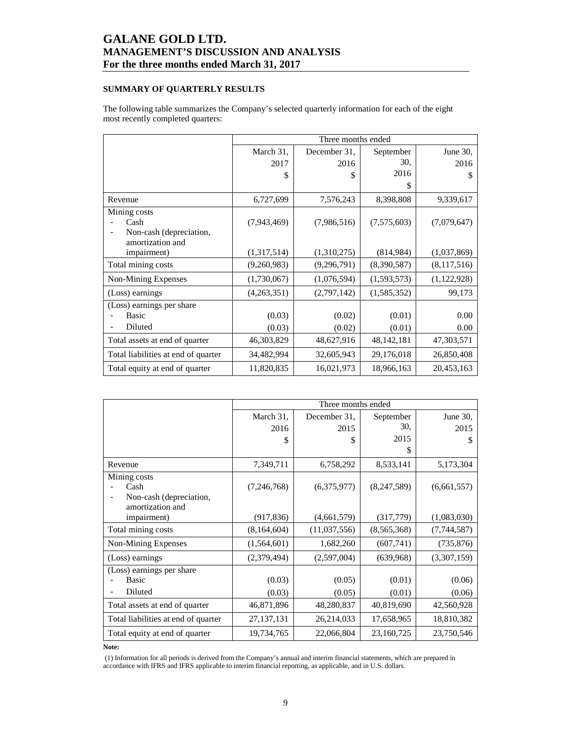## SUMMARY OF QUARTERLY RESULTS

The following table summarizes the Company's selected quarterly information for each of the eight most recently completed quarters:

| | Three months ended | | | |
|---|---|---|---|---|
| | March 31, 2017 $ | December 31, 2016 $ | September 30, 2016 $ | June 30, 2016 $ |
| Revenue | 6,727,699 | 7,576,243 | 8,398,808 | 9,339,617 |
| Mining costs | | | | |
| - Cash | (7,943,469) | (7,986,516) | (7,575,603) | (7,079,647) |
| - Non-cash (depreciation, amortization and impairment) | (1,317,514) | (1,310,275) | (814,984) | (1,037,869) |
| Total mining costs | (9,260,983) | (9,296,791) | (8,390,587) | (8,117,516) |
| Non-Mining Expenses | (1,730,067) | (1,076,594) | (1,593,573) | (1,122,928) |
| (Loss) earnings | (4,263,351) | (2,797,142) | (1,585,352) | 99,173 |
| (Loss) earnings per share | | | | |
| - Basic | (0.03) | (0.02) | (0.01) | 0.00 |
| - Diluted | (0.03) | (0.02) | (0.01) | 0.00 |
| Total assets at end of quarter | 46,303,829 | 48,627,916 | 48,142,181 | 47,303,571 |
| Total liabilities at end of quarter | 34,482,994 | 32,605,943 | 29,176,018 | 26,850,408 |
| Total equity at end of quarter | 11,820,835 | 16,021,973 | 18,966,163 | 20,453,163 |

| | Three months ended | | | |
|---|---|---|---|---|
| | March 31, 2016 $ | December 31, 2015 $ | September 30, 2015 $ | June 30, 2015 $ |
| Revenue | 7,349,711 | 6,758,292 | 8,533,141 | 5,173,304 |
| Mining costs | | | | |
| - Cash | (7,246,768) | (6,375,977) | (8,247,589) | (6,661,557) |
| - Non-cash (depreciation, amortization and impairment) | (917,836) | (4,661,579) | (317,779) | (1,083,030) |
| Total mining costs | (8,164,604) | (11,037,556) | (8,565,368) | (7,744,587) |
| Non-Mining Expenses | (1,564,601) | 1,682,260 | (607,741) | (735,876) |
| (Loss) earnings | (2,379,494) | (2,597,004) | (639,968) | (3,307,159) |
| (Loss) earnings per share | | | | |
| - Basic | (0.03) | (0.05) | (0.01) | (0.06) |
| - Diluted | (0.03) | (0.05) | (0.01) | (0.06) |
| Total assets at end of quarter | 46,871,896 | 48,280,837 | 40,819,690 | 42,560,928 |
| Total liabilities at end of quarter | 27,137,131 | 26,214,033 | 17,658,965 | 18,810,382 |
| Total equity at end of quarter | 19,734,765 | 22,066,804 | 23,160,725 | 23,750,546 |

**Note:**

(1) Information for all periods is derived from the Company's annual and interim financial statements, which are prepared in accordance with IFRS and IFRS applicable to interim financial reporting, as applicable, and in U.S. dollars.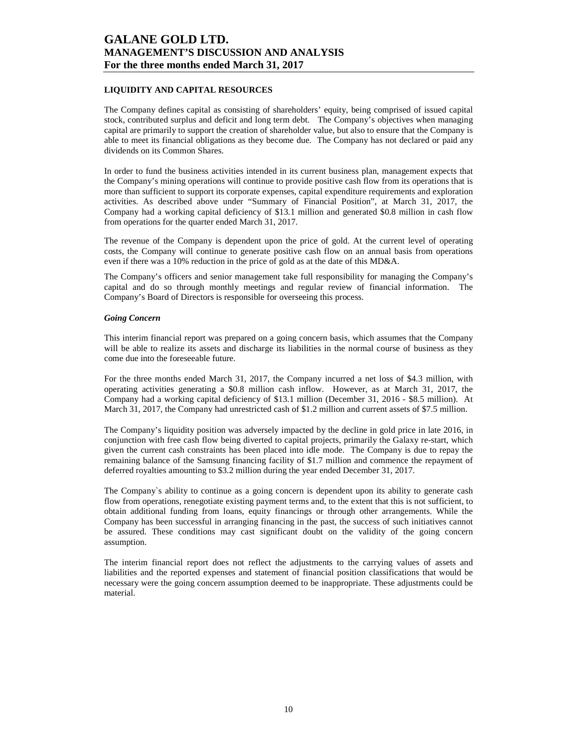## LIQUIDITY AND CAPITAL RESOURCES

The Company defines capital as consisting of shareholders' equity, being comprised of issued capital stock, contributed surplus and deficit and long term debt. The Company's objectives when managing capital are primarily to support the creation of shareholder value, but also to ensure that the Company is able to meet its financial obligations as they become due. The Company has not declared or paid any dividends on its Common Shares.

In order to fund the business activities intended in its current business plan, management expects that the Company's mining operations will continue to provide positive cash flow from its operations that is more than sufficient to support its corporate expenses, capital expenditure requirements and exploration activities. As described above under "Summary of Financial Position", at March 31, 2017, the Company had a working capital deficiency of $13.1 million and generated $0.8 million in cash flow from operations for the quarter ended March 31, 2017.

The revenue of the Company is dependent upon the price of gold. At the current level of operating costs, the Company will continue to generate positive cash flow on an annual basis from operations even if there was a 10% reduction in the price of gold as at the date of this MD&A.

The Company's officers and senior management take full responsibility for managing the Company's capital and do so through monthly meetings and regular review of financial information. The Company's Board of Directors is responsible for overseeing this process.

### *Going Concern*

This interim financial report was prepared on a going concern basis, which assumes that the Company will be able to realize its assets and discharge its liabilities in the normal course of business as they come due into the foreseeable future.

For the three months ended March 31, 2017, the Company incurred a net loss of $4.3 million, with operating activities generating a $0.8 million cash inflow. However, as at March 31, 2017, the Company had a working capital deficiency of $13.1 million (December 31, 2016 - $8.5 million). At March 31, 2017, the Company had unrestricted cash of $1.2 million and current assets of $7.5 million.

The Company's liquidity position was adversely impacted by the decline in gold price in late 2016, in conjunction with free cash flow being diverted to capital projects, primarily the Galaxy re-start, which given the current cash constraints has been placed into idle mode. The Company is due to repay the remaining balance of the Samsung financing facility of $1.7 million and commence the repayment of deferred royalties amounting to $3.2 million during the year ended December 31, 2017.

The Company`s ability to continue as a going concern is dependent upon its ability to generate cash flow from operations, renegotiate existing payment terms and, to the extent that this is not sufficient, to obtain additional funding from loans, equity financings or through other arrangements. While the Company has been successful in arranging financing in the past, the success of such initiatives cannot be assured. These conditions may cast significant doubt on the validity of the going concern assumption.

The interim financial report does not reflect the adjustments to the carrying values of assets and liabilities and the reported expenses and statement of financial position classifications that would be necessary were the going concern assumption deemed to be inappropriate. These adjustments could be material.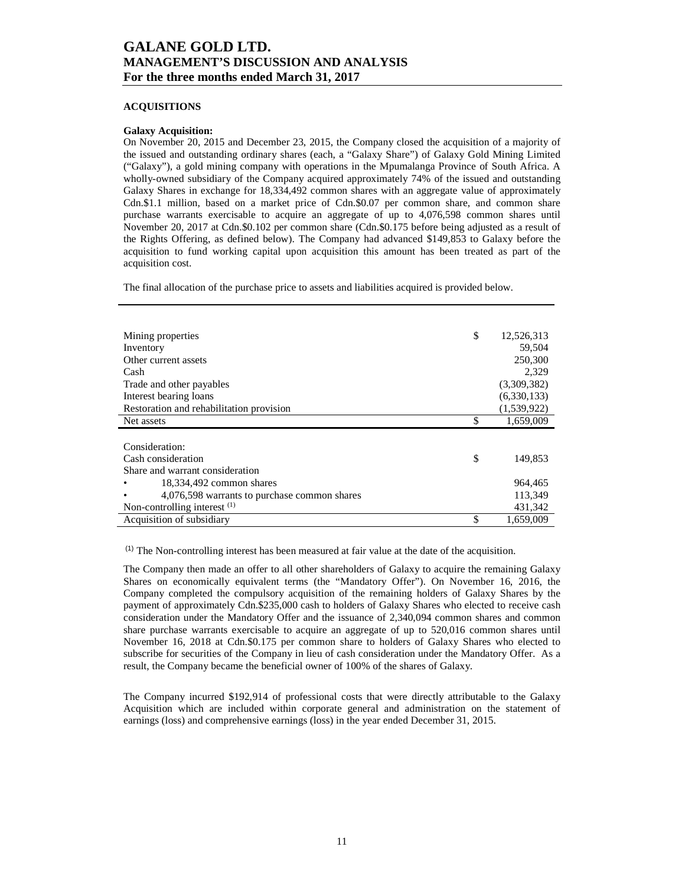## ACQUISITIONS

**Galaxy Acquisition:**
On November 20, 2015 and December 23, 2015, the Company closed the acquisition of a majority of the issued and outstanding ordinary shares (each, a "Galaxy Share") of Galaxy Gold Mining Limited ("Galaxy"), a gold mining company with operations in the Mpumalanga Province of South Africa. A wholly-owned subsidiary of the Company acquired approximately 74% of the issued and outstanding Galaxy Shares in exchange for 18,334,492 common shares with an aggregate value of approximately Cdn.$1.1 million, based on a market price of Cdn.$0.07 per common share, and common share purchase warrants exercisable to acquire an aggregate of up to 4,076,598 common shares until November 20, 2017 at Cdn.$0.102 per common share (Cdn.$0.175 before being adjusted as a result of the Rights Offering, as defined below). The Company had advanced $149,853 to Galaxy before the acquisition to fund working capital upon acquisition this amount has been treated as part of the acquisition cost.

The final allocation of the purchase price to assets and liabilities acquired is provided below.

| | | |
|---|---|---|
| Mining properties | $ | 12,526,313 |
| Inventory | | 59,504 |
| Other current assets | | 250,300 |
| Cash | | 2,329 |
| Trade and other payables | | (3,309,382) |
| Interest bearing loans | | (6,330,133) |
| Restoration and rehabilitation provision | | (1,539,922) |
| Net assets | $ | 1,659,009 |
| | | |
| Consideration: | | |
| Cash consideration | $ | 149,853 |
| Share and warrant consideration | | |
| • 18,334,492 common shares | | 964,465 |
| • 4,076,598 warrants to purchase common shares | | 113,349 |
| Non-controlling interest [1] | | 431,342 |
| Acquisition of subsidiary | $ | 1,659,009 |

[1] The Non-controlling interest has been measured at fair value at the date of the acquisition.

The Company then made an offer to all other shareholders of Galaxy to acquire the remaining Galaxy Shares on economically equivalent terms (the "Mandatory Offer"). On November 16, 2016, the Company completed the compulsory acquisition of the remaining holders of Galaxy Shares by the payment of approximately Cdn.$235,000 cash to holders of Galaxy Shares who elected to receive cash consideration under the Mandatory Offer and the issuance of 2,340,094 common shares and common share purchase warrants exercisable to acquire an aggregate of up to 520,016 common shares until November 16, 2018 at Cdn.$0.175 per common share to holders of Galaxy Shares who elected to subscribe for securities of the Company in lieu of cash consideration under the Mandatory Offer. As a result, the Company became the beneficial owner of 100% of the shares of Galaxy.

The Company incurred $192,914 of professional costs that were directly attributable to the Galaxy Acquisition which are included within corporate general and administration on the statement of earnings (loss) and comprehensive earnings (loss) in the year ended December 31, 2015.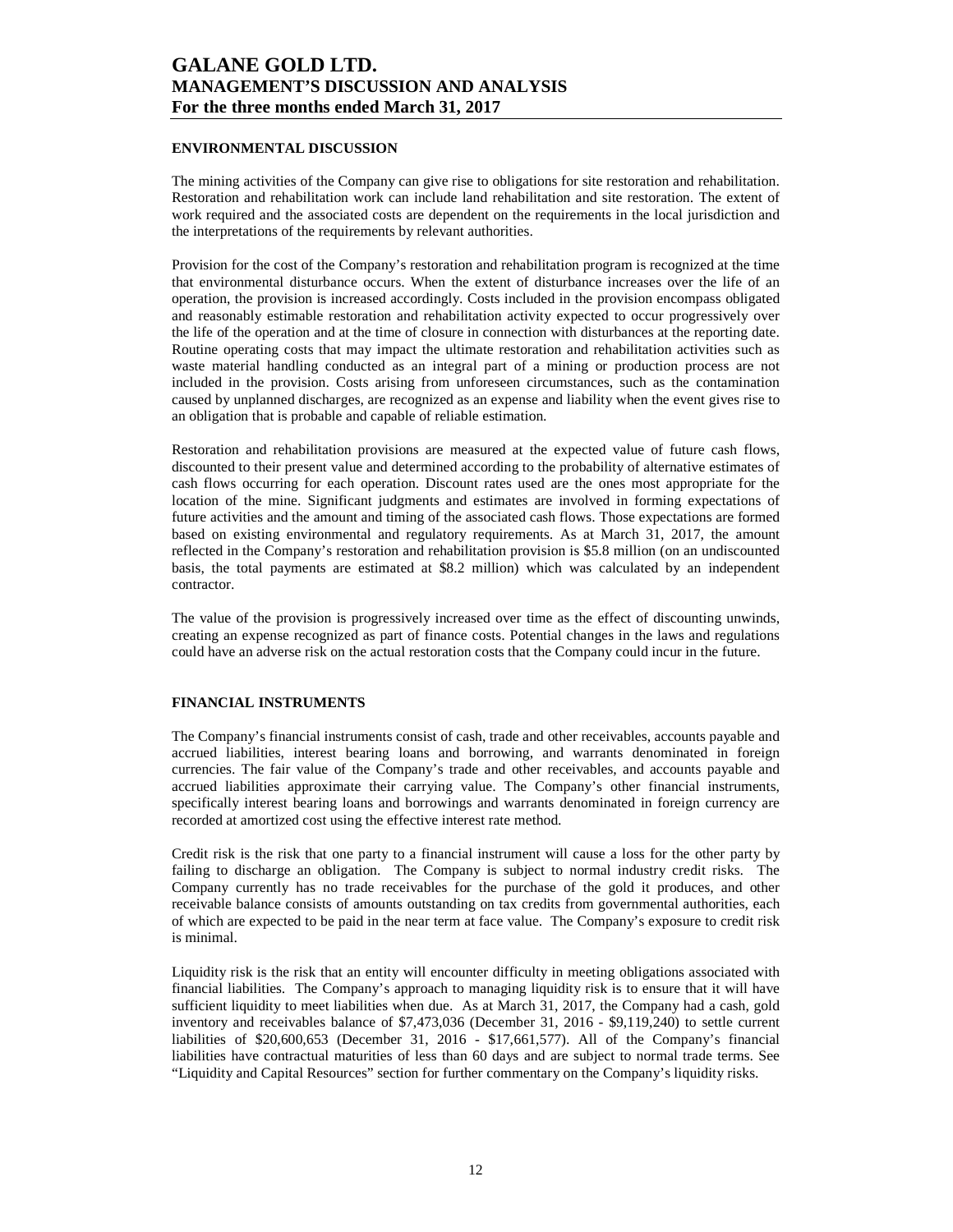## ENVIRONMENTAL DISCUSSION

The mining activities of the Company can give rise to obligations for site restoration and rehabilitation. Restoration and rehabilitation work can include land rehabilitation and site restoration. The extent of work required and the associated costs are dependent on the requirements in the local jurisdiction and the interpretations of the requirements by relevant authorities.

Provision for the cost of the Company's restoration and rehabilitation program is recognized at the time that environmental disturbance occurs. When the extent of disturbance increases over the life of an operation, the provision is increased accordingly. Costs included in the provision encompass obligated and reasonably estimable restoration and rehabilitation activity expected to occur progressively over the life of the operation and at the time of closure in connection with disturbances at the reporting date. Routine operating costs that may impact the ultimate restoration and rehabilitation activities such as waste material handling conducted as an integral part of a mining or production process are not included in the provision. Costs arising from unforeseen circumstances, such as the contamination caused by unplanned discharges, are recognized as an expense and liability when the event gives rise to an obligation that is probable and capable of reliable estimation.

Restoration and rehabilitation provisions are measured at the expected value of future cash flows, discounted to their present value and determined according to the probability of alternative estimates of cash flows occurring for each operation. Discount rates used are the ones most appropriate for the location of the mine. Significant judgments and estimates are involved in forming expectations of future activities and the amount and timing of the associated cash flows. Those expectations are formed based on existing environmental and regulatory requirements. As at March 31, 2017, the amount reflected in the Company's restoration and rehabilitation provision is $5.8 million (on an undiscounted basis, the total payments are estimated at $8.2 million) which was calculated by an independent contractor.

The value of the provision is progressively increased over time as the effect of discounting unwinds, creating an expense recognized as part of finance costs. Potential changes in the laws and regulations could have an adverse risk on the actual restoration costs that the Company could incur in the future.

## FINANCIAL INSTRUMENTS

The Company's financial instruments consist of cash, trade and other receivables, accounts payable and accrued liabilities, interest bearing loans and borrowing, and warrants denominated in foreign currencies. The fair value of the Company's trade and other receivables, and accounts payable and accrued liabilities approximate their carrying value. The Company's other financial instruments, specifically interest bearing loans and borrowings and warrants denominated in foreign currency are recorded at amortized cost using the effective interest rate method.

Credit risk is the risk that one party to a financial instrument will cause a loss for the other party by failing to discharge an obligation. The Company is subject to normal industry credit risks. The Company currently has no trade receivables for the purchase of the gold it produces, and other receivable balance consists of amounts outstanding on tax credits from governmental authorities, each of which are expected to be paid in the near term at face value. The Company's exposure to credit risk is minimal.

Liquidity risk is the risk that an entity will encounter difficulty in meeting obligations associated with financial liabilities. The Company's approach to managing liquidity risk is to ensure that it will have sufficient liquidity to meet liabilities when due. As at March 31, 2017, the Company had a cash, gold inventory and receivables balance of $7,473,036 (December 31, 2016 - $9,119,240) to settle current liabilities of $20,600,653 (December 31, 2016 - $17,661,577). All of the Company's financial liabilities have contractual maturities of less than 60 days and are subject to normal trade terms. See "Liquidity and Capital Resources" section for further commentary on the Company's liquidity risks.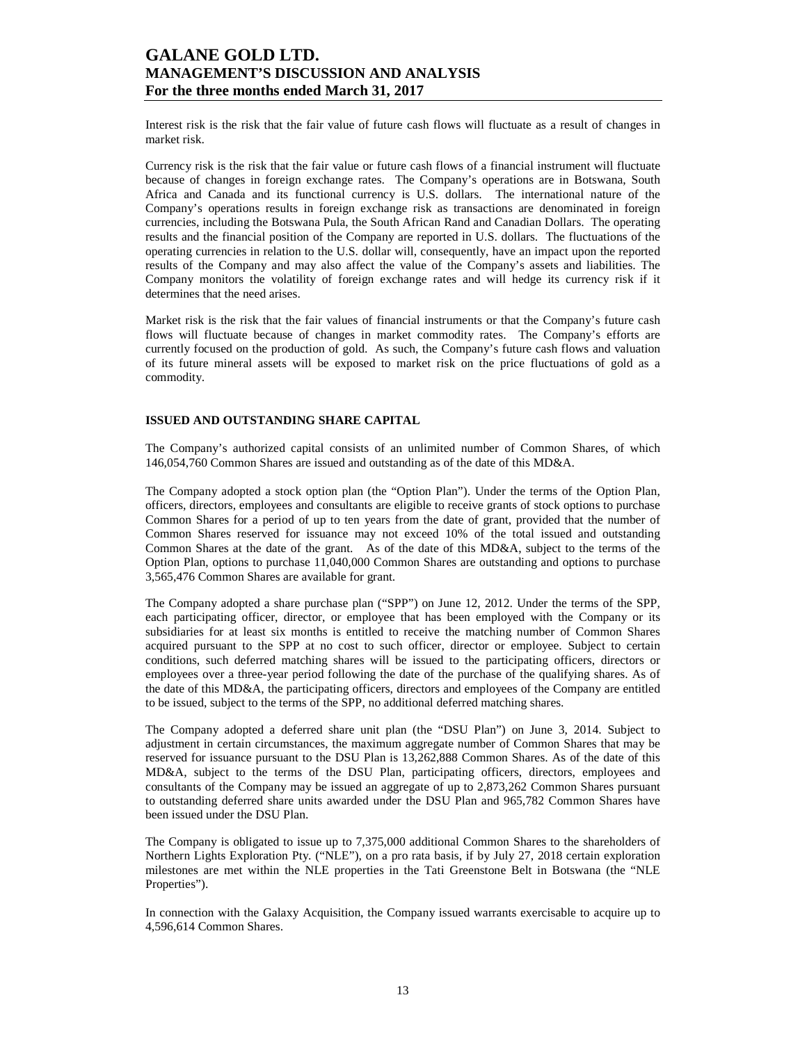Interest risk is the risk that the fair value of future cash flows will fluctuate as a result of changes in market risk.

Currency risk is the risk that the fair value or future cash flows of a financial instrument will fluctuate because of changes in foreign exchange rates. The Company's operations are in Botswana, South Africa and Canada and its functional currency is U.S. dollars. The international nature of the Company's operations results in foreign exchange risk as transactions are denominated in foreign currencies, including the Botswana Pula, the South African Rand and Canadian Dollars. The operating results and the financial position of the Company are reported in U.S. dollars. The fluctuations of the operating currencies in relation to the U.S. dollar will, consequently, have an impact upon the reported results of the Company and may also affect the value of the Company's assets and liabilities. The Company monitors the volatility of foreign exchange rates and will hedge its currency risk if it determines that the need arises.

Market risk is the risk that the fair values of financial instruments or that the Company's future cash flows will fluctuate because of changes in market commodity rates. The Company's efforts are currently focused on the production of gold. As such, the Company's future cash flows and valuation of its future mineral assets will be exposed to market risk on the price fluctuations of gold as a commodity.

## ISSUED AND OUTSTANDING SHARE CAPITAL

The Company's authorized capital consists of an unlimited number of Common Shares, of which 146,054,760 Common Shares are issued and outstanding as of the date of this MD&A.

The Company adopted a stock option plan (the "Option Plan"). Under the terms of the Option Plan, officers, directors, employees and consultants are eligible to receive grants of stock options to purchase Common Shares for a period of up to ten years from the date of grant, provided that the number of Common Shares reserved for issuance may not exceed 10% of the total issued and outstanding Common Shares at the date of the grant. As of the date of this MD&A, subject to the terms of the Option Plan, options to purchase 11,040,000 Common Shares are outstanding and options to purchase 3,565,476 Common Shares are available for grant.

The Company adopted a share purchase plan ("SPP") on June 12, 2012. Under the terms of the SPP, each participating officer, director, or employee that has been employed with the Company or its subsidiaries for at least six months is entitled to receive the matching number of Common Shares acquired pursuant to the SPP at no cost to such officer, director or employee. Subject to certain conditions, such deferred matching shares will be issued to the participating officers, directors or employees over a three-year period following the date of the purchase of the qualifying shares. As of the date of this MD&A, the participating officers, directors and employees of the Company are entitled to be issued, subject to the terms of the SPP, no additional deferred matching shares.

The Company adopted a deferred share unit plan (the "DSU Plan") on June 3, 2014. Subject to adjustment in certain circumstances, the maximum aggregate number of Common Shares that may be reserved for issuance pursuant to the DSU Plan is 13,262,888 Common Shares. As of the date of this MD&A, subject to the terms of the DSU Plan, participating officers, directors, employees and consultants of the Company may be issued an aggregate of up to 2,873,262 Common Shares pursuant to outstanding deferred share units awarded under the DSU Plan and 965,782 Common Shares have been issued under the DSU Plan.

The Company is obligated to issue up to 7,375,000 additional Common Shares to the shareholders of Northern Lights Exploration Pty. ("NLE"), on a pro rata basis, if by July 27, 2018 certain exploration milestones are met within the NLE properties in the Tati Greenstone Belt in Botswana (the "NLE Properties").

In connection with the Galaxy Acquisition, the Company issued warrants exercisable to acquire up to 4,596,614 Common Shares.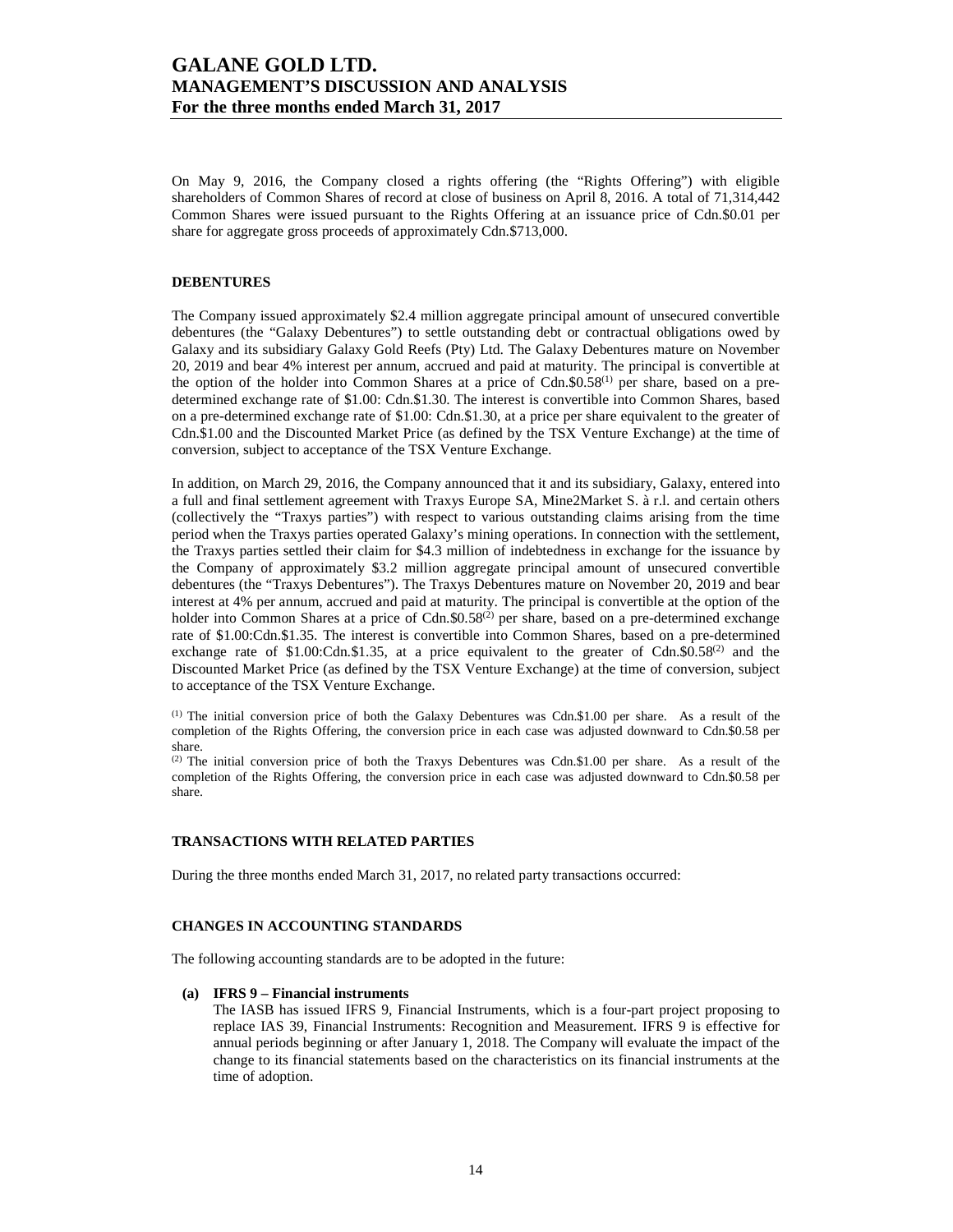On May 9, 2016, the Company closed a rights offering (the "Rights Offering") with eligible shareholders of Common Shares of record at close of business on April 8, 2016. A total of 71,314,442 Common Shares were issued pursuant to the Rights Offering at an issuance price of Cdn.$0.01 per share for aggregate gross proceeds of approximately Cdn.$713,000.

## DEBENTURES

The Company issued approximately $2.4 million aggregate principal amount of unsecured convertible debentures (the "Galaxy Debentures") to settle outstanding debt or contractual obligations owed by Galaxy and its subsidiary Galaxy Gold Reefs (Pty) Ltd. The Galaxy Debentures mature on November 20, 2019 and bear 4% interest per annum, accrued and paid at maturity. The principal is convertible at the option of the holder into Common Shares at a price of Cdn.$0.58[(1)] per share, based on a pre-determined exchange rate of $1.00: Cdn.$1.30. The interest is convertible into Common Shares, based on a pre-determined exchange rate of $1.00: Cdn.$1.30, at a price per share equivalent to the greater of Cdn.$1.00 and the Discounted Market Price (as defined by the TSX Venture Exchange) at the time of conversion, subject to acceptance of the TSX Venture Exchange.

In addition, on March 29, 2016, the Company announced that it and its subsidiary, Galaxy, entered into a full and final settlement agreement with Traxys Europe SA, Mine2Market S. à r.l. and certain others (collectively the "Traxys parties") with respect to various outstanding claims arising from the time period when the Traxys parties operated Galaxy's mining operations. In connection with the settlement, the Traxys parties settled their claim for $4.3 million of indebtedness in exchange for the issuance by the Company of approximately $3.2 million aggregate principal amount of unsecured convertible debentures (the "Traxys Debentures"). The Traxys Debentures mature on November 20, 2019 and bear interest at 4% per annum, accrued and paid at maturity. The principal is convertible at the option of the holder into Common Shares at a price of Cdn.$0.58[(2)] per share, based on a pre-determined exchange rate of $1.00:Cdn.$1.35. The interest is convertible into Common Shares, based on a pre-determined exchange rate of $1.00:Cdn.$1.35, at a price equivalent to the greater of Cdn.$0.58[(2)] and the Discounted Market Price (as defined by the TSX Venture Exchange) at the time of conversion, subject to acceptance of the TSX Venture Exchange.

[(1)] The initial conversion price of both the Galaxy Debentures was Cdn.$1.00 per share. As a result of the completion of the Rights Offering, the conversion price in each case was adjusted downward to Cdn.$0.58 per share.
[(2)] The initial conversion price of both the Traxys Debentures was Cdn.$1.00 per share. As a result of the completion of the Rights Offering, the conversion price in each case was adjusted downward to Cdn.$0.58 per share.

## TRANSACTIONS WITH RELATED PARTIES

During the three months ended March 31, 2017, no related party transactions occurred:

## CHANGES IN ACCOUNTING STANDARDS

The following accounting standards are to be adopted in the future:

**(a) IFRS 9 – Financial instruments**

The IASB has issued IFRS 9, Financial Instruments, which is a four-part project proposing to replace IAS 39, Financial Instruments: Recognition and Measurement. IFRS 9 is effective for annual periods beginning or after January 1, 2018. The Company will evaluate the impact of the change to its financial statements based on the characteristics on its financial instruments at the time of adoption.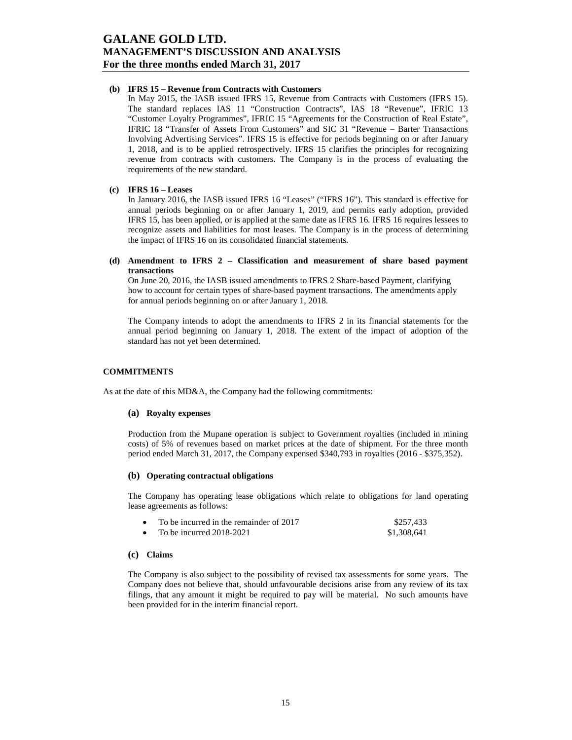**(b) IFRS 15 – Revenue from Contracts with Customers**

In May 2015, the IASB issued IFRS 15, Revenue from Contracts with Customers (IFRS 15). The standard replaces IAS 11 "Construction Contracts", IAS 18 "Revenue", IFRIC 13 "Customer Loyalty Programmes", IFRIC 15 "Agreements for the Construction of Real Estate", IFRIC 18 "Transfer of Assets From Customers" and SIC 31 "Revenue – Barter Transactions Involving Advertising Services". IFRS 15 is effective for periods beginning on or after January 1, 2018, and is to be applied retrospectively. IFRS 15 clarifies the principles for recognizing revenue from contracts with customers. The Company is in the process of evaluating the requirements of the new standard.

**(c) IFRS 16 – Leases**

In January 2016, the IASB issued IFRS 16 "Leases" ("IFRS 16"). This standard is effective for annual periods beginning on or after January 1, 2019, and permits early adoption, provided IFRS 15, has been applied, or is applied at the same date as IFRS 16. IFRS 16 requires lessees to recognize assets and liabilities for most leases. The Company is in the process of determining the impact of IFRS 16 on its consolidated financial statements.

**(d) Amendment to IFRS 2 – Classification and measurement of share based payment transactions**

On June 20, 2016, the IASB issued amendments to IFRS 2 Share-based Payment, clarifying how to account for certain types of share-based payment transactions. The amendments apply for annual periods beginning on or after January 1, 2018.

The Company intends to adopt the amendments to IFRS 2 in its financial statements for the annual period beginning on January 1, 2018. The extent of the impact of adoption of the standard has not yet been determined.

## COMMITMENTS

As at the date of this MD&A, the Company had the following commitments:

**(a) Royalty expenses**

Production from the Mupane operation is subject to Government royalties (included in mining costs) of 5% of revenues based on market prices at the date of shipment. For the three month period ended March 31, 2017, the Company expensed $340,793 in royalties (2016 - $375,352).

**(b) Operating contractual obligations**

The Company has operating lease obligations which relate to obligations for land operating lease agreements as follows:

- To be incurred in the remainder of 2017 $257,433
- To be incurred 2018-2021 $1,308,641

**(c) Claims**

The Company is also subject to the possibility of revised tax assessments for some years. The Company does not believe that, should unfavourable decisions arise from any review of its tax filings, that any amount it might be required to pay will be material. No such amounts have been provided for in the interim financial report.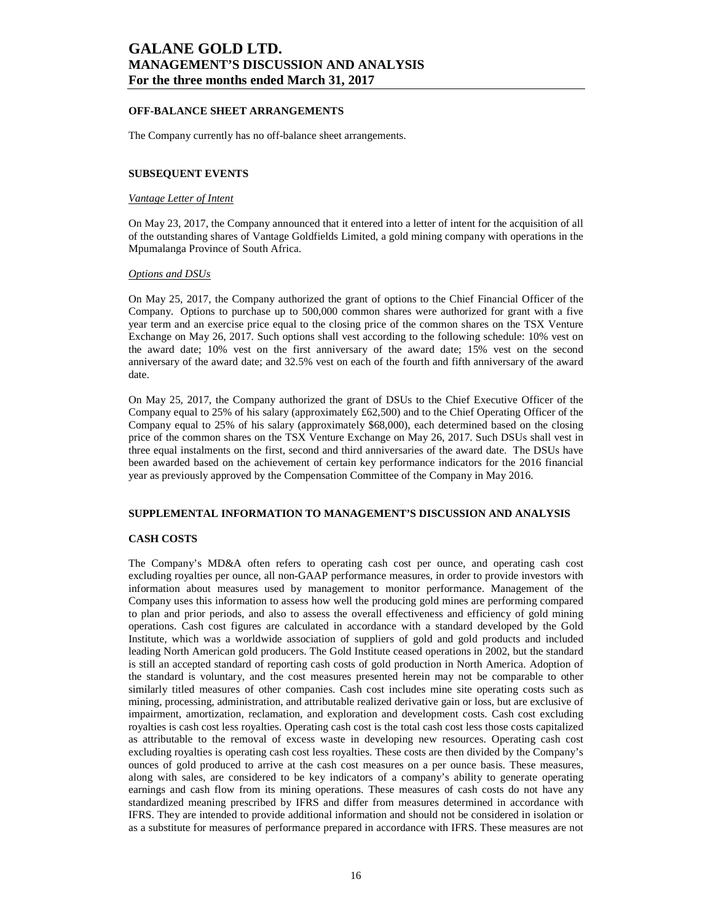## OFF-BALANCE SHEET ARRANGEMENTS

The Company currently has no off-balance sheet arrangements.

## SUBSEQUENT EVENTS

*Vantage Letter of Intent*

On May 23, 2017, the Company announced that it entered into a letter of intent for the acquisition of all of the outstanding shares of Vantage Goldfields Limited, a gold mining company with operations in the Mpumalanga Province of South Africa.

*Options and DSUs*

On May 25, 2017, the Company authorized the grant of options to the Chief Financial Officer of the Company. Options to purchase up to 500,000 common shares were authorized for grant with a five year term and an exercise price equal to the closing price of the common shares on the TSX Venture Exchange on May 26, 2017. Such options shall vest according to the following schedule: 10% vest on the award date; 10% vest on the first anniversary of the award date; 15% vest on the second anniversary of the award date; and 32.5% vest on each of the fourth and fifth anniversary of the award date.

On May 25, 2017, the Company authorized the grant of DSUs to the Chief Executive Officer of the Company equal to 25% of his salary (approximately £62,500) and to the Chief Operating Officer of the Company equal to 25% of his salary (approximately $68,000), each determined based on the closing price of the common shares on the TSX Venture Exchange on May 26, 2017. Such DSUs shall vest in three equal instalments on the first, second and third anniversaries of the award date. The DSUs have been awarded based on the achievement of certain key performance indicators for the 2016 financial year as previously approved by the Compensation Committee of the Company in May 2016.

## SUPPLEMENTAL INFORMATION TO MANAGEMENT'S DISCUSSION AND ANALYSIS

## CASH COSTS

The Company's MD&A often refers to operating cash cost per ounce, and operating cash cost excluding royalties per ounce, all non-GAAP performance measures, in order to provide investors with information about measures used by management to monitor performance. Management of the Company uses this information to assess how well the producing gold mines are performing compared to plan and prior periods, and also to assess the overall effectiveness and efficiency of gold mining operations. Cash cost figures are calculated in accordance with a standard developed by the Gold Institute, which was a worldwide association of suppliers of gold and gold products and included leading North American gold producers. The Gold Institute ceased operations in 2002, but the standard is still an accepted standard of reporting cash costs of gold production in North America. Adoption of the standard is voluntary, and the cost measures presented herein may not be comparable to other similarly titled measures of other companies. Cash cost includes mine site operating costs such as mining, processing, administration, and attributable realized derivative gain or loss, but are exclusive of impairment, amortization, reclamation, and exploration and development costs. Cash cost excluding royalties is cash cost less royalties. Operating cash cost is the total cash cost less those costs capitalized as attributable to the removal of excess waste in developing new resources. Operating cash cost excluding royalties is operating cash cost less royalties. These costs are then divided by the Company's ounces of gold produced to arrive at the cash cost measures on a per ounce basis. These measures, along with sales, are considered to be key indicators of a company's ability to generate operating earnings and cash flow from its mining operations. These measures of cash costs do not have any standardized meaning prescribed by IFRS and differ from measures determined in accordance with IFRS. They are intended to provide additional information and should not be considered in isolation or as a substitute for measures of performance prepared in accordance with IFRS. These measures are not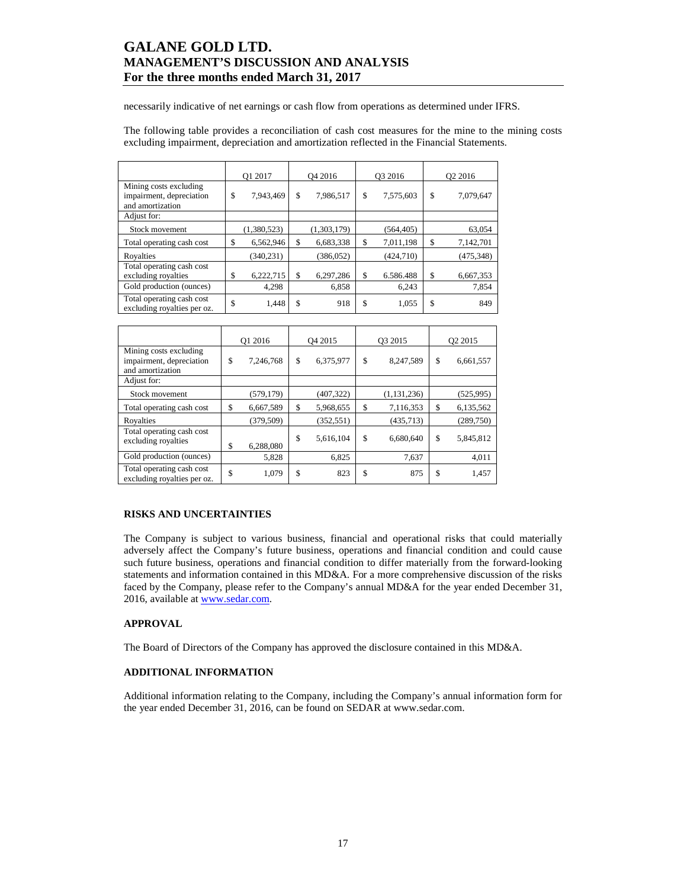necessarily indicative of net earnings or cash flow from operations as determined under IFRS.

The following table provides a reconciliation of cash cost measures for the mine to the mining costs excluding impairment, depreciation and amortization reflected in the Financial Statements.

| | Q1 2017 | Q4 2016 | Q3 2016 | Q2 2016 |
|---|---|---|---|---|
| Mining costs excluding impairment, depreciation and amortization | $ 7,943,469 | $ 7,986,517 | $ 7,575,603 | $ 7,079,647 |
| Adjust for: | | | | |
| Stock movement | (1,380,523) | (1,303,179) | (564,405) | 63,054 |
| Total operating cash cost | $ 6,562,946 | $ 6,683,338 | $ 7,011,198 | $ 7,142,701 |
| Royalties | (340,231) | (386,052) | (424,710) | (475,348) |
| Total operating cash cost excluding royalties | $ 6,222,715 | $ 6,297,286 | $ 6.586.488 | $ 6,667,353 |
| Gold production (ounces) | 4,298 | 6,858 | 6,243 | 7,854 |
| Total operating cash cost excluding royalties per oz. | $ 1,448 | $ 918 | $ 1,055 | $ 849 |

| | Q1 2016 | Q4 2015 | Q3 2015 | Q2 2015 |
|---|---|---|---|---|
| Mining costs excluding impairment, depreciation and amortization | $ 7,246,768 | $ 6,375,977 | $ 8,247,589 | $ 6,661,557 |
| Adjust for: | | | | |
| Stock movement | (579,179) | (407,322) | (1,131,236) | (525,995) |
| Total operating cash cost | $ 6,667,589 | $ 5,968,655 | $ 7,116,353 | $ 6,135,562 |
| Royalties | (379,509) | (352,551) | (435,713) | (289,750) |
| Total operating cash cost excluding royalties | $ 6,288,080 | $ 5,616,104 | $ 6,680,640 | $ 5,845,812 |
| Gold production (ounces) | 5,828 | 6,825 | 7,637 | 4,011 |
| Total operating cash cost excluding royalties per oz. | $ 1,079 | $ 823 | $ 875 | $ 1,457 |

## RISKS AND UNCERTAINTIES

The Company is subject to various business, financial and operational risks that could materially adversely affect the Company's future business, operations and financial condition and could cause such future business, operations and financial condition to differ materially from the forward-looking statements and information contained in this MD&A. For a more comprehensive discussion of the risks faced by the Company, please refer to the Company's annual MD&A for the year ended December 31, 2016, available at www.sedar.com.

## APPROVAL

The Board of Directors of the Company has approved the disclosure contained in this MD&A.

## ADDITIONAL INFORMATION

Additional information relating to the Company, including the Company's annual information form for the year ended December 31, 2016, can be found on SEDAR at www.sedar.com.